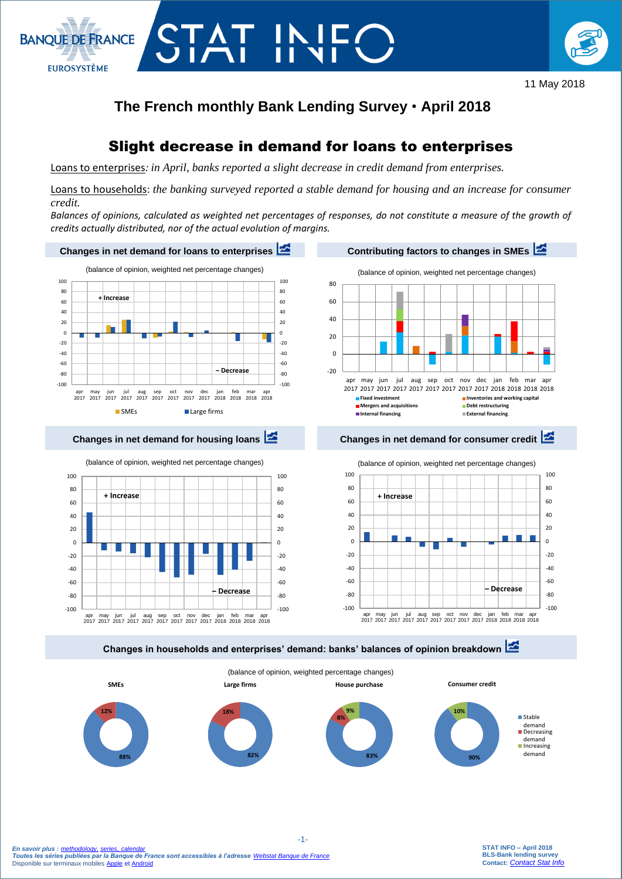11 May 2018

# The French monthly Bank Lending Survey • April 2018

## Slight decrease in demand for loans to enterprises

Loans to enterprises*: in April, banks reported a slight decrease in credit demand from enterprises.*

Loans to households: *the banking surveyed reported a stable demand for housing and an increase for consumer credit.*

*Balances of opinions, calculated as weighted net percentages of responses, do not constitute a measure of the growth of credits actually distributed, nor of the actual evolution of margins.*

### Changes in net demand for loans to enterprises

(balance of opinion, weighted net percentage changes)

### Contributing factors to changes in SMEs

(balance of opinion, weighted net percentage changes)

### Changes in net demand for housing loans

(balance of opinion, weighted net percentage changes)

### Changes in net demand for consumer credit

(balance of opinion, weighted net percentage changes)

### Changes in households and enterprises' demand: banks' balances of opinion breakdown

(balance of opinion, weighted percentage changes)

| | SMEs | Large firms | House purchase | Consumer credit |
|---|---|---|---|---|
| Stable demand | 88% | 82% | 83% | 90% |
| Decreasing demand | 12% | 18% | 8% | |
| Increasing demand | | | 9% | 10% |

*En savoir plus : methodology, series, calendar*
*Toutes les séries publiées par la Banque de France sont accessibles à l'adresse Webstat Banque de France*
Disponible sur terminaux mobiles Apple et Android

STAT INFO – April 2018
BLS-Bank lending survey
Contact: *Contact Stat Info*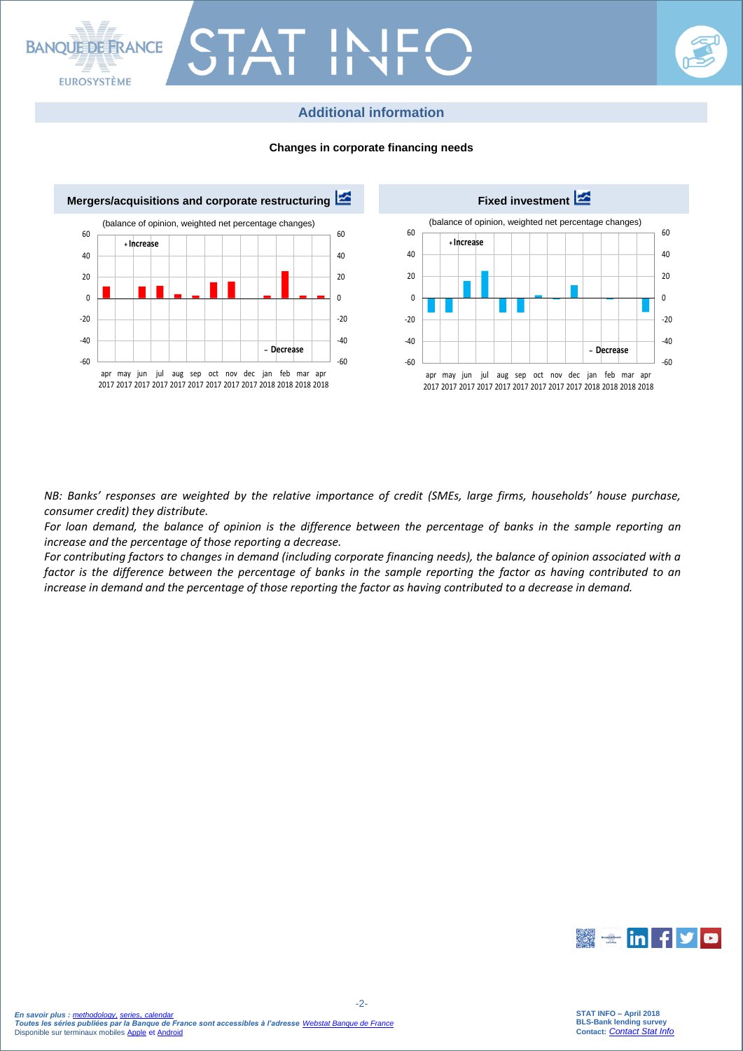## Additional information

**Changes in corporate financing needs**

**Mergers/acquisitions and corporate restructuring**

(balance of opinion, weighted net percentage changes)

60 60
40 40
20 20
0 0
-20 -20
-40 -40
-60 -60

+ Increase

– Decrease

apr 2017 may 2017 jun 2017 jul 2017 aug 2017 sep 2017 oct 2017 nov 2017 dec 2017 jan 2018 feb 2018 mar 2018 apr 2018

**Fixed investment**

(balance of opinion, weighted net percentage changes)

60 60
40 40
20 20
0 0
-20 -20
-40 -40
-60 -60

+ Increase

– Decrease

apr 2017 may 2017 jun 2017 jul 2017 aug 2017 sep 2017 oct 2017 nov 2017 dec 2017 jan 2018 feb 2018 mar 2018 apr 2018

*NB: Banks' responses are weighted by the relative importance of credit (SMEs, large firms, households' house purchase, consumer credit) they distribute.*

*For loan demand, the balance of opinion is the difference between the percentage of banks in the sample reporting an increase and the percentage of those reporting a decrease.*

*For contributing factors to changes in demand (including corporate financing needs), the balance of opinion associated with a factor is the difference between the percentage of banks in the sample reporting the factor as having contributed to an increase in demand and the percentage of those reporting the factor as having contributed to a decrease in demand.*